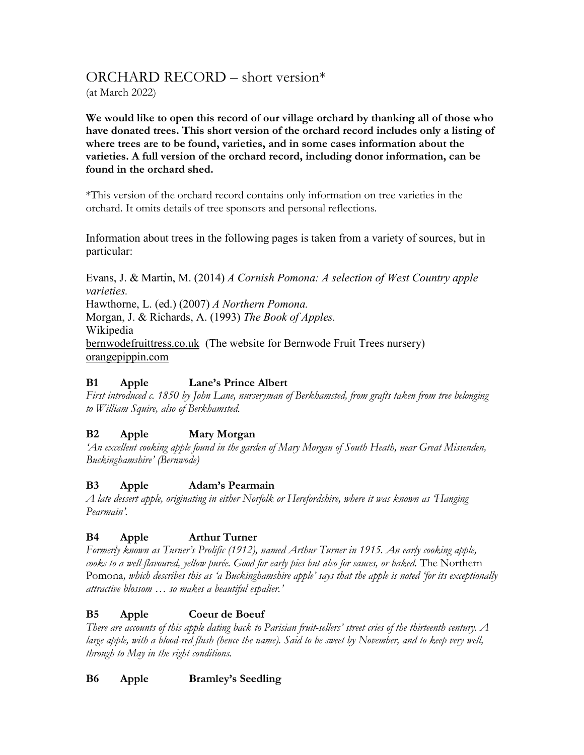# ORCHARD RECORD – short version*

(at March 2022)

**We would like to open this record of our village orchard by thanking all of those who have donated trees. This short version of the orchard record includes only a listing of where trees are to be found, varieties, and in some cases information about the varieties. A full version of the orchard record, including donor information, can be found in the orchard shed.**

*This version of the orchard record contains only information on tree varieties in the orchard. It omits details of tree sponsors and personal reflections.

Information about trees in the following pages is taken from a variety of sources, but in particular:

Evans, J. & Martin, M. (2014) *A Cornish Pomona: A selection of West Country apple varieties.*
Hawthorne, L. (ed.) (2007) *A Northern Pomona.*
Morgan, J. & Richards, A. (1993) *The Book of Apples.*
Wikipedia
bernwodefruittress.co.uk (The website for Bernwode Fruit Trees nursery)
orangepippin.com

### B1 Apple Lane's Prince Albert

*First introduced c. 1850 by John Lane, nurseryman of Berkhamsted, from grafts taken from tree belonging to William Squire, also of Berkhamsted.*

### B2 Apple Mary Morgan

*'An excellent cooking apple found in the garden of Mary Morgan of South Heath, near Great Missenden, Buckinghamshire' (Bernwode)*

### B3 Apple Adam's Pearmain

*A late dessert apple, originating in either Norfolk or Herefordshire, where it was known as 'Hanging Pearmain'.*

### B4 Apple Arthur Turner

*Formerly known as Turner's Prolific (1912), named Arthur Turner in 1915. An early cooking apple, cooks to a well-flavoured, yellow purée. Good for early pies but also for sauces, or baked.* The Northern Pomona*, which describes this as 'a Buckinghamshire apple' says that the apple is noted 'for its exceptionally attractive blossom … so makes a beautiful espalier.'*

### B5 Apple Coeur de Boeuf

*There are accounts of this apple dating back to Parisian fruit-sellers' street cries of the thirteenth century. A large apple, with a blood-red flush (hence the name). Said to be sweet by November, and to keep very well, through to May in the right conditions.*

### B6 Apple Bramley's Seedling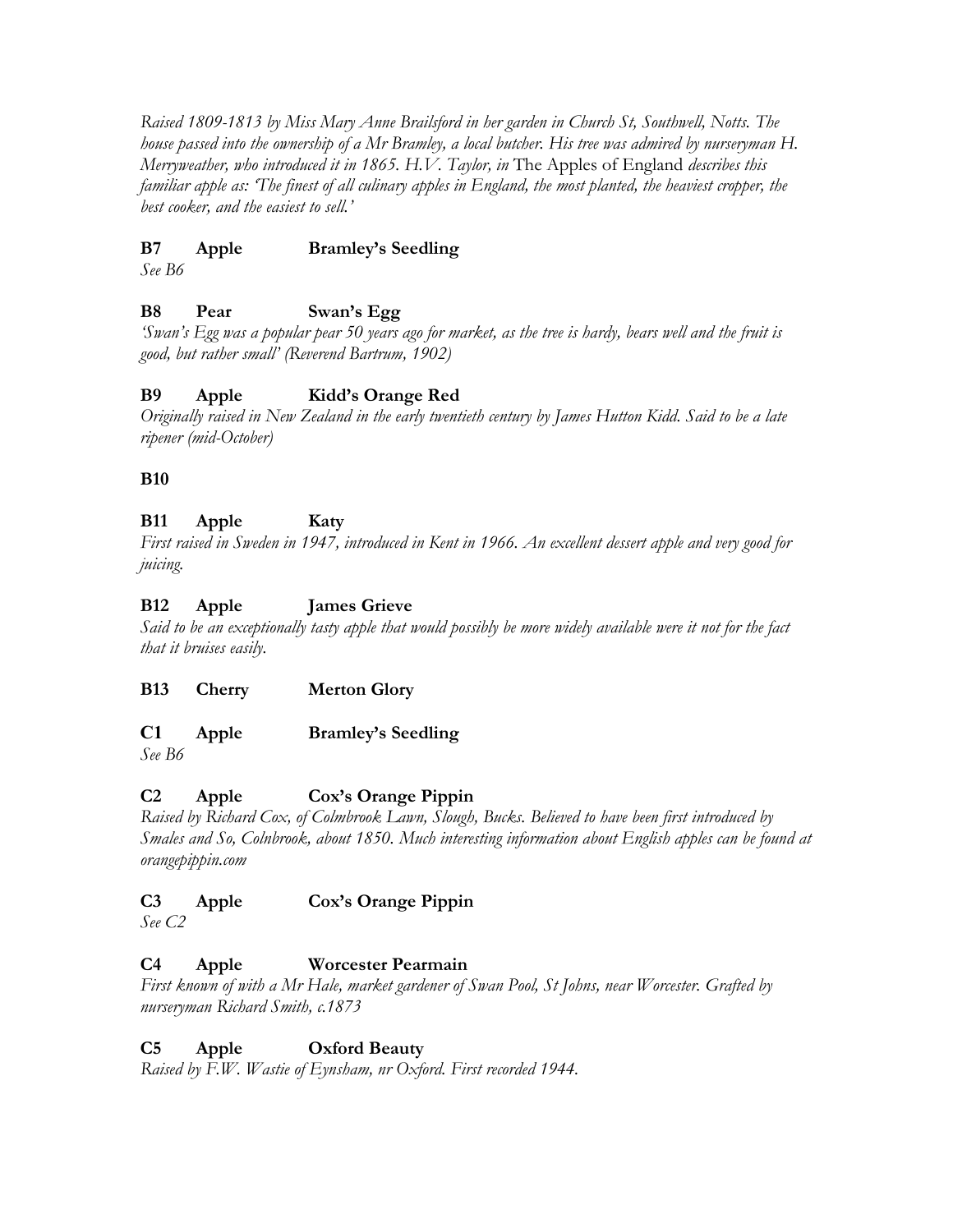*Raised 1809-1813 by Miss Mary Anne Brailsford in her garden in Church St, Southwell, Notts. The house passed into the ownership of a Mr Bramley, a local butcher. His tree was admired by nurseryman H. Merryweather, who introduced it in 1865. H.V. Taylor, in* The Apples of England *describes this familiar apple as: 'The finest of all culinary apples in England, the most planted, the heaviest cropper, the best cooker, and the easiest to sell.'*

**B7 Apple Bramley's Seedling**
*See B6*

**B8 Pear Swan's Egg**
*'Swan's Egg was a popular pear 50 years ago for market, as the tree is hardy, bears well and the fruit is good, but rather small' (Reverend Bartrum, 1902)*

**B9 Apple Kidd's Orange Red**
*Originally raised in New Zealand in the early twentieth century by James Hutton Kidd. Said to be a late ripener (mid-October)*

**B10**

**B11 Apple Katy**
*First raised in Sweden in 1947, introduced in Kent in 1966. An excellent dessert apple and very good for juicing.*

**B12 Apple James Grieve**
*Said to be an exceptionally tasty apple that would possibly be more widely available were it not for the fact that it bruises easily.*

**B13 Cherry Merton Glory**

**C1 Apple Bramley's Seedling**
*See B6*

**C2 Apple Cox's Orange Pippin**
*Raised by Richard Cox, of Colmbrook Lawn, Slough, Bucks. Believed to have been first introduced by Smales and So, Colnbrook, about 1850. Much interesting information about English apples can be found at orangepippin.com*

**C3 Apple Cox's Orange Pippin**
*See C2*

**C4 Apple Worcester Pearmain**
*First known of with a Mr Hale, market gardener of Swan Pool, St Johns, near Worcester. Grafted by nurseryman Richard Smith, c.1873*

**C5 Apple Oxford Beauty**
*Raised by F.W. Wastie of Eynsham, nr Oxford. First recorded 1944.*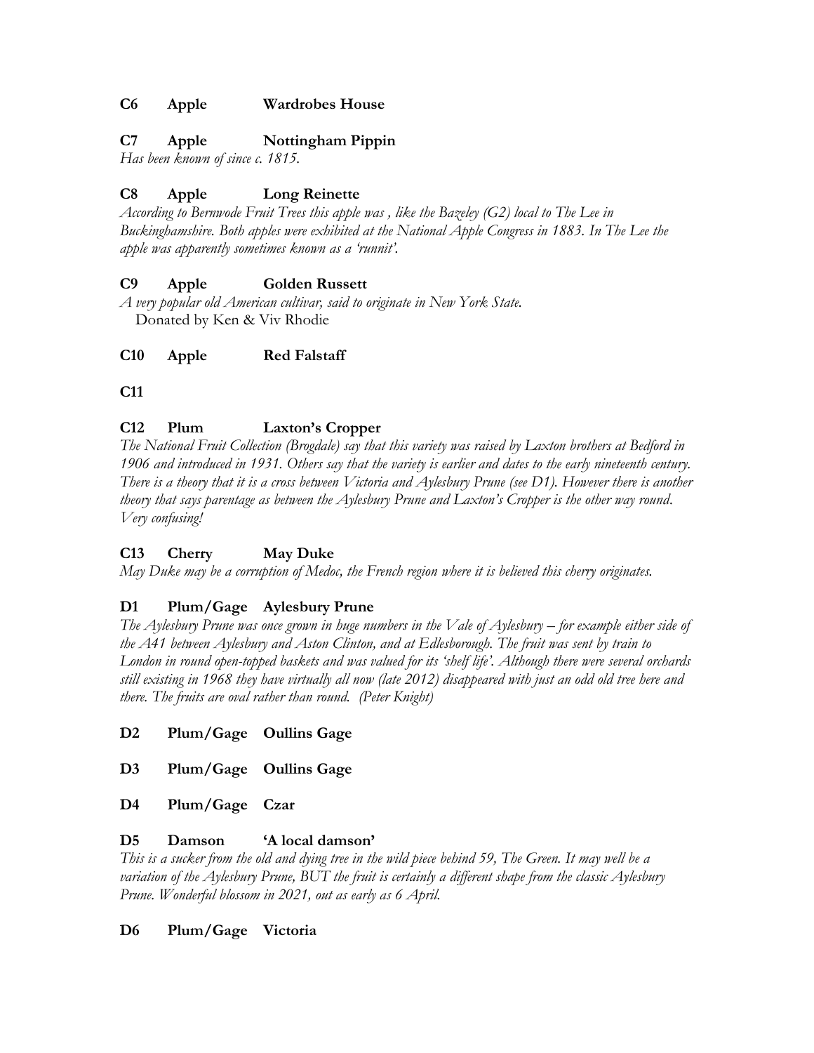**C6 Apple Wardrobes House**

**C7 Apple Nottingham Pippin**

*Has been known of since c. 1815.*

**C8 Apple Long Reinette**

*According to Bernwode Fruit Trees this apple was , like the Bazeley (G2) local to The Lee in Buckinghamshire. Both apples were exhibited at the National Apple Congress in 1883. In The Lee the apple was apparently sometimes known as a 'runnit'.*

**C9 Apple Golden Russett**

*A very popular old American cultivar, said to originate in New York State.*

Donated by Ken & Viv Rhodie

**C10 Apple Red Falstaff**

**C11**

**C12 Plum Laxton's Cropper**

*The National Fruit Collection (Brogdale) say that this variety was raised by Laxton brothers at Bedford in 1906 and introduced in 1931. Others say that the variety is earlier and dates to the early nineteenth century. There is a theory that it is a cross between Victoria and Aylesbury Prune (see D1). However there is another theory that says parentage as between the Aylesbury Prune and Laxton's Cropper is the other way round. Very confusing!*

**C13 Cherry May Duke**

*May Duke may be a corruption of Medoc, the French region where it is believed this cherry originates.*

**D1 Plum/Gage Aylesbury Prune**

*The Aylesbury Prune was once grown in huge numbers in the Vale of Aylesbury – for example either side of the A41 between Aylesbury and Aston Clinton, and at Edlesborough. The fruit was sent by train to London in round open-topped baskets and was valued for its 'shelf life'. Although there were several orchards still existing in 1968 they have virtually all now (late 2012) disappeared with just an odd old tree here and there. The fruits are oval rather than round. (Peter Knight)*

**D2 Plum/Gage Oullins Gage**

**D3 Plum/Gage Oullins Gage**

**D4 Plum/Gage Czar**

**D5 Damson 'A local damson'**

*This is a sucker from the old and dying tree in the wild piece behind 59, The Green. It may well be a variation of the Aylesbury Prune, BUT the fruit is certainly a different shape from the classic Aylesbury Prune. Wonderful blossom in 2021, out as early as 6 April.*

**D6 Plum/Gage Victoria**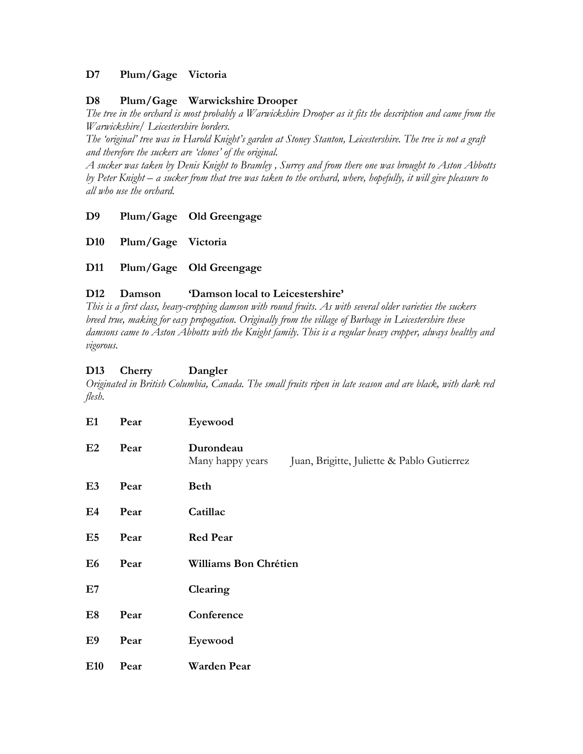**D7 Plum/Gage Victoria**

**D8 Plum/Gage Warwickshire Drooper**

*The tree in the orchard is most probably a Warwickshire Drooper as it fits the description and came from the Warwickshire/ Leicestershire borders.*

*The 'original' tree was in Harold Knight's garden at Stoney Stanton, Leicestershire. The tree is not a graft and therefore the suckers are 'clones' of the original.*

*A sucker was taken by Denis Knight to Bramley , Surrey and from there one was brought to Aston Abbotts by Peter Knight – a sucker from that tree was taken to the orchard, where, hopefully, it will give pleasure to all who use the orchard.*

**D9 Plum/Gage Old Greengage**

**D10 Plum/Gage Victoria**

**D11 Plum/Gage Old Greengage**

**D12 Damson 'Damson local to Leicestershire'**

*This is a first class, heavy-cropping damson with round fruits. As with several older varieties the suckers breed true, making for easy propogation. Originally from the village of Burbage in Leicestershire these damsons came to Aston Abbotts with the Knight family. This is a regular heavy cropper, always healthy and vigorous.*

**D13 Cherry Dangler**

*Originated in British Columbia, Canada. The small fruits ripen in late season and are black, with dark red flesh.*

**E1 Pear Eyewood**

**E2 Pear Durondeau**
Many happy years Juan, Brigitte, Juliette & Pablo Gutierrez

**E3 Pear Beth**

**E4 Pear Catillac**

**E5 Pear Red Pear**

**E6 Pear Williams Bon Chrétien**

**E7 Clearing**

**E8 Pear Conference**

**E9 Pear Eyewood**

**E10 Pear Warden Pear**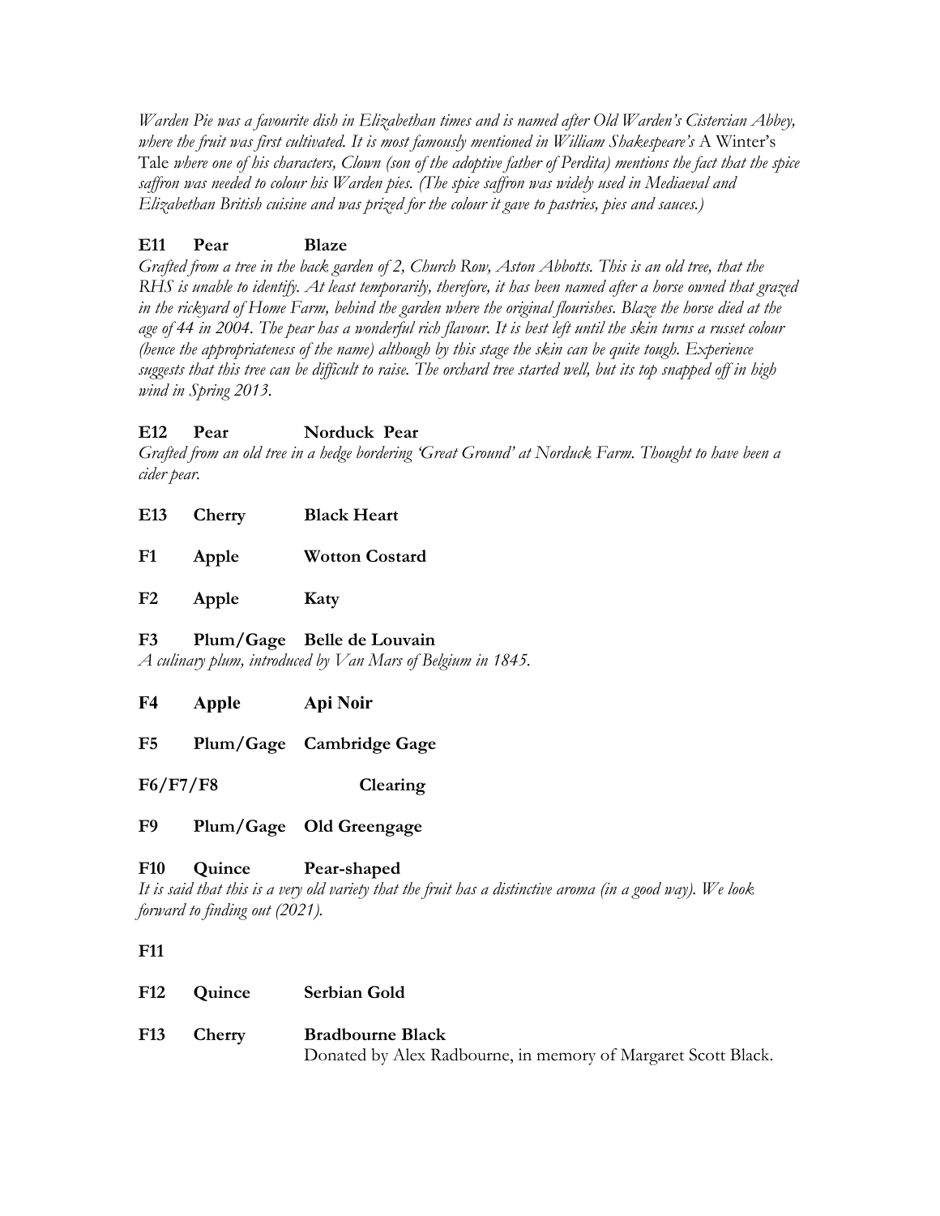*Warden Pie was a favourite dish in Elizabethan times and is named after Old Warden's Cistercian Abbey, where the fruit was first cultivated. It is most famously mentioned in William Shakespeare's* A Winter's Tale *where one of his characters, Clown (son of the adoptive father of Perdita) mentions the fact that the spice saffron was needed to colour his Warden pies. (The spice saffron was widely used in Mediaeval and Elizabethan British cuisine and was prized for the colour it gave to pastries, pies and sauces.)*

**E11 Pear Blaze**

*Grafted from a tree in the back garden of 2, Church Row, Aston Abbotts. This is an old tree, that the RHS is unable to identify. At least temporarily, therefore, it has been named after a horse owned that grazed in the rickyard of Home Farm, behind the garden where the original flourishes. Blaze the horse died at the age of 44 in 2004. The pear has a wonderful rich flavour. It is best left until the skin turns a russet colour (hence the appropriateness of the name) although by this stage the skin can be quite tough. Experience suggests that this tree can be difficult to raise. The orchard tree started well, but its top snapped off in high wind in Spring 2013.*

**E12 Pear Norduck Pear**

*Grafted from an old tree in a hedge bordering 'Great Ground' at Norduck Farm. Thought to have been a cider pear.*

**E13 Cherry Black Heart**

**F1 Apple Wotton Costard**

**F2 Apple Katy**

**F3 Plum/Gage Belle de Louvain**

*A culinary plum, introduced by Van Mars of Belgium in 1845.*

**F4 Apple Api Noir**

**F5 Plum/Gage Cambridge Gage**

**F6/F7/F8 Clearing**

**F9 Plum/Gage Old Greengage**

**F10 Quince Pear-shaped**

*It is said that this is a very old variety that the fruit has a distinctive aroma (in a good way). We look forward to finding out (2021).*

**F11**

**F12 Quince Serbian Gold**

**F13 Cherry Bradbourne Black**

Donated by Alex Radbourne, in memory of Margaret Scott Black.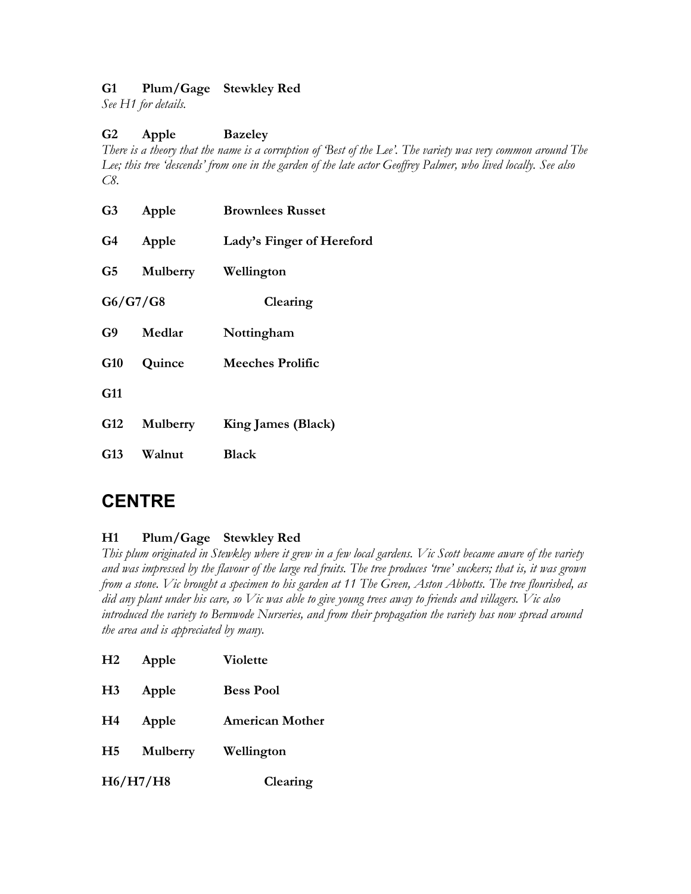**G1 Plum/Gage Stewkley Red**

*See H1 for details.*

**G2 Apple Bazeley**

*There is a theory that the name is a corruption of 'Best of the Lee'. The variety was very common around The Lee; this tree 'descends' from one in the garden of the late actor Geoffrey Palmer, who lived locally. See also C8.*

**G3 Apple Brownlees Russet**

**G4 Apple Lady's Finger of Hereford**

**G5 Mulberry Wellington**

**G6/G7/G8 Clearing**

**G9 Medlar Nottingham**

**G10 Quince Meeches Prolific**

**G11**

**G12 Mulberry King James (Black)**

**G13 Walnut Black**

## CENTRE

**H1 Plum/Gage Stewkley Red**

*This plum originated in Stewkley where it grew in a few local gardens. Vic Scott became aware of the variety and was impressed by the flavour of the large red fruits. The tree produces 'true' suckers; that is, it was grown from a stone. Vic brought a specimen to his garden at 11 The Green, Aston Abbotts. The tree flourished, as did any plant under his care, so Vic was able to give young trees away to friends and villagers. Vic also introduced the variety to Bernwode Nurseries, and from their propagation the variety has now spread around the area and is appreciated by many.*

**H2 Apple Violette**

**H3 Apple Bess Pool**

**H4 Apple American Mother**

**H5 Mulberry Wellington**

**H6/H7/H8 Clearing**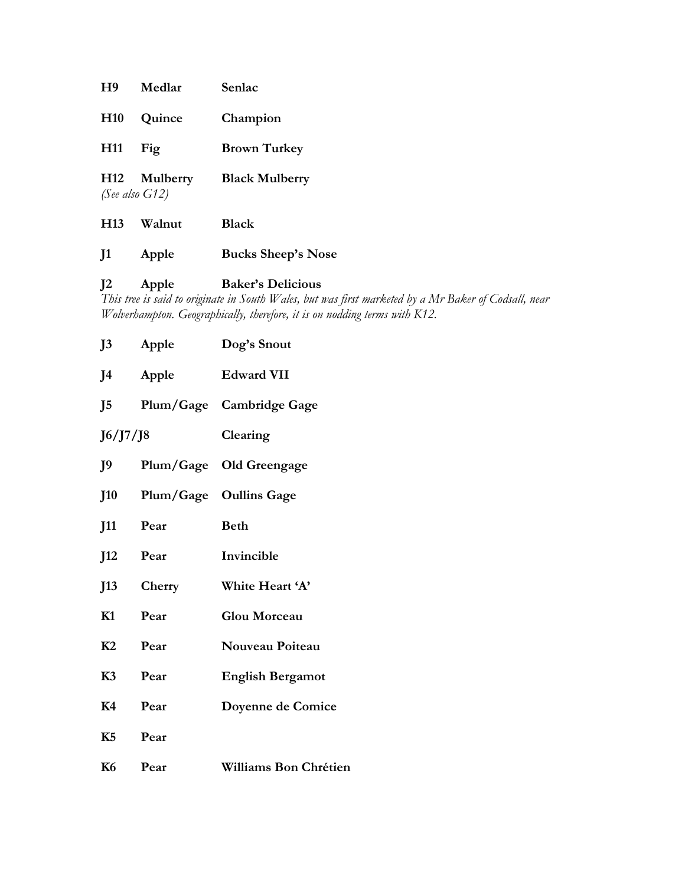**H9 Medlar Senlac**

**H10 Quince Champion**

**H11 Fig Brown Turkey**

**H12 Mulberry Black Mulberry**
*(See also G12)*

**H13 Walnut Black**

**J1 Apple Bucks Sheep's Nose**

**J2 Apple Baker's Delicious**
*This tree is said to originate in South Wales, but was first marketed by a Mr Baker of Codsall, near Wolverhampton. Geographically, therefore, it is on nodding terms with K12.*

**J3 Apple Dog's Snout**

**J4 Apple Edward VII**

**J5 Plum/Gage Cambridge Gage**

**J6/J7/J8 Clearing**

**J9 Plum/Gage Old Greengage**

**J10 Plum/Gage Oullins Gage**

**J11 Pear Beth**

**J12 Pear Invincible**

**J13 Cherry White Heart 'A'**

**K1 Pear Glou Morceau**

**K2 Pear Nouveau Poiteau**

**K3 Pear English Bergamot**

**K4 Pear Doyenne de Comice**

**K5 Pear**

**K6 Pear Williams Bon Chrétien**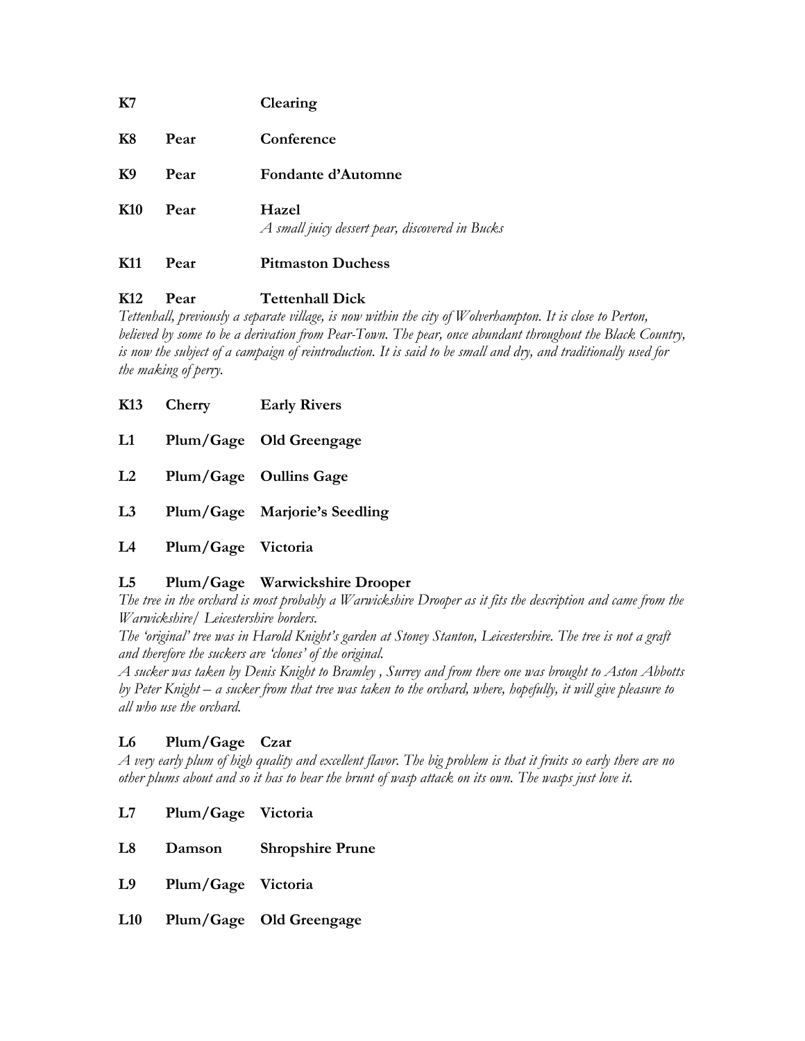**K7** **Clearing**

**K8** **Pear** **Conference**

**K9** **Pear** **Fondante d'Automne**

**K10** **Pear** **Hazel**
*A small juicy dessert pear, discovered in Bucks*

**K11** **Pear** **Pitmaston Duchess**

**K12** **Pear** **Tettenhall Dick**
*Tettenhall, previously a separate village, is now within the city of Wolverhampton. It is close to Perton, believed by some to be a derivation from Pear-Town. The pear, once abundant throughout the Black Country, is now the subject of a campaign of reintroduction. It is said to be small and dry, and traditionally used for the making of perry.*

**K13** **Cherry** **Early Rivers**

**L1** **Plum/Gage** **Old Greengage**

**L2** **Plum/Gage** **Oullins Gage**

**L3** **Plum/Gage** **Marjorie's Seedling**

**L4** **Plum/Gage** **Victoria**

**L5** **Plum/Gage** **Warwickshire Drooper**
*The tree in the orchard is most probably a Warwickshire Drooper as it fits the description and came from the Warwickshire/ Leicestershire borders.*
*The 'original' tree was in Harold Knight's garden at Stoney Stanton, Leicestershire. The tree is not a graft and therefore the suckers are 'clones' of the original.*
*A sucker was taken by Denis Knight to Bramley , Surrey and from there one was brought to Aston Abbotts by Peter Knight – a sucker from that tree was taken to the orchard, where, hopefully, it will give pleasure to all who use the orchard.*

**L6** **Plum/Gage** **Czar**
*A very early plum of high quality and excellent flavor. The big problem is that it fruits so early there are no other plums about and so it has to bear the brunt of wasp attack on its own. The wasps just love it.*

**L7** **Plum/Gage** **Victoria**

**L8** **Damson** **Shropshire Prune**

**L9** **Plum/Gage** **Victoria**

**L10** **Plum/Gage** **Old Greengage**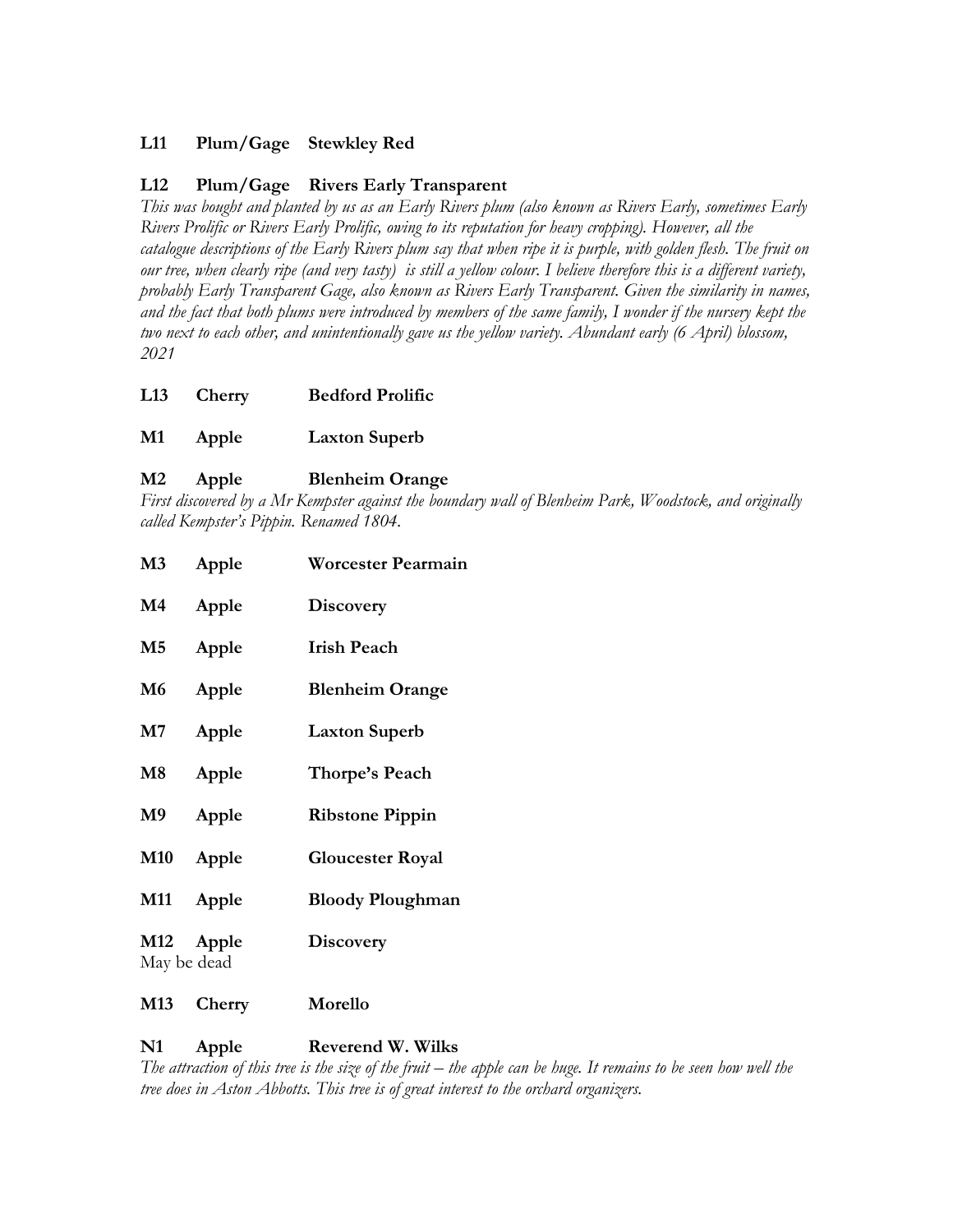**L11 Plum/Gage Stewkley Red**

**L12 Plum/Gage Rivers Early Transparent**

*This was bought and planted by us as an Early Rivers plum (also known as Rivers Early, sometimes Early Rivers Prolific or Rivers Early Prolific, owing to its reputation for heavy cropping). However, all the catalogue descriptions of the Early Rivers plum say that when ripe it is purple, with golden flesh. The fruit on our tree, when clearly ripe (and very tasty) is still a yellow colour. I believe therefore this is a different variety, probably Early Transparent Gage, also known as Rivers Early Transparent. Given the similarity in names, and the fact that both plums were introduced by members of the same family, I wonder if the nursery kept the two next to each other, and unintentionally gave us the yellow variety. Abundant early (6 April) blossom, 2021*

**L13 Cherry Bedford Prolific**

**M1 Apple Laxton Superb**

**M2 Apple Blenheim Orange**

*First discovered by a Mr Kempster against the boundary wall of Blenheim Park, Woodstock, and originally called Kempster's Pippin. Renamed 1804.*

**M3 Apple Worcester Pearmain**

**M4 Apple Discovery**

**M5 Apple Irish Peach**

**M6 Apple Blenheim Orange**

**M7 Apple Laxton Superb**

**M8 Apple Thorpe's Peach**

**M9 Apple Ribstone Pippin**

**M10 Apple Gloucester Royal**

**M11 Apple Bloody Ploughman**

**M12 Apple Discovery**

May be dead

**M13 Cherry Morello**

**N1 Apple Reverend W. Wilks**

*The attraction of this tree is the size of the fruit – the apple can be huge. It remains to be seen how well the tree does in Aston Abbotts. This tree is of great interest to the orchard organizers.*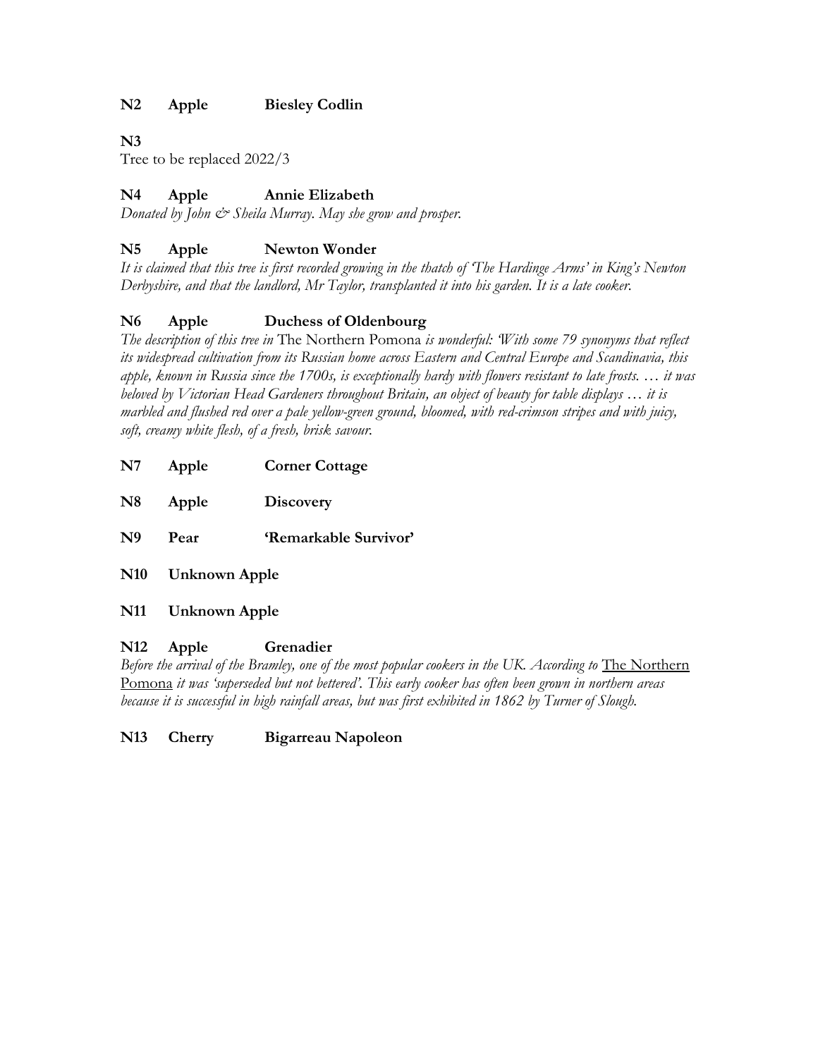**N2 Apple Biesley Codlin**

**N3**

Tree to be replaced 2022/3

**N4 Apple Annie Elizabeth**

*Donated by John & Sheila Murray. May she grow and prosper.*

**N5 Apple Newton Wonder**

*It is claimed that this tree is first recorded growing in the thatch of 'The Hardinge Arms' in King's Newton Derbyshire, and that the landlord, Mr Taylor, transplanted it into his garden. It is a late cooker.*

**N6 Apple Duchess of Oldenbourg**

*The description of this tree in* The Northern Pomona *is wonderful: 'With some 79 synonyms that reflect its widespread cultivation from its Russian home across Eastern and Central Europe and Scandinavia, this apple, known in Russia since the 1700s, is exceptionally hardy with flowers resistant to late frosts. … it was beloved by Victorian Head Gardeners throughout Britain, an object of beauty for table displays … it is marbled and flushed red over a pale yellow-green ground, bloomed, with red-crimson stripes and with juicy, soft, creamy white flesh, of a fresh, brisk savour.*

**N7 Apple Corner Cottage**

**N8 Apple Discovery**

**N9 Pear 'Remarkable Survivor'**

**N10 Unknown Apple**

**N11 Unknown Apple**

**N12 Apple Grenadier**

*Before the arrival of the Bramley, one of the most popular cookers in the UK. According to* <u>The Northern Pomona</u> *it was 'superseded but not bettered'. This early cooker has often been grown in northern areas because it is successful in high rainfall areas, but was first exhibited in 1862 by Turner of Slough.*

**N13 Cherry Bigarreau Napoleon**